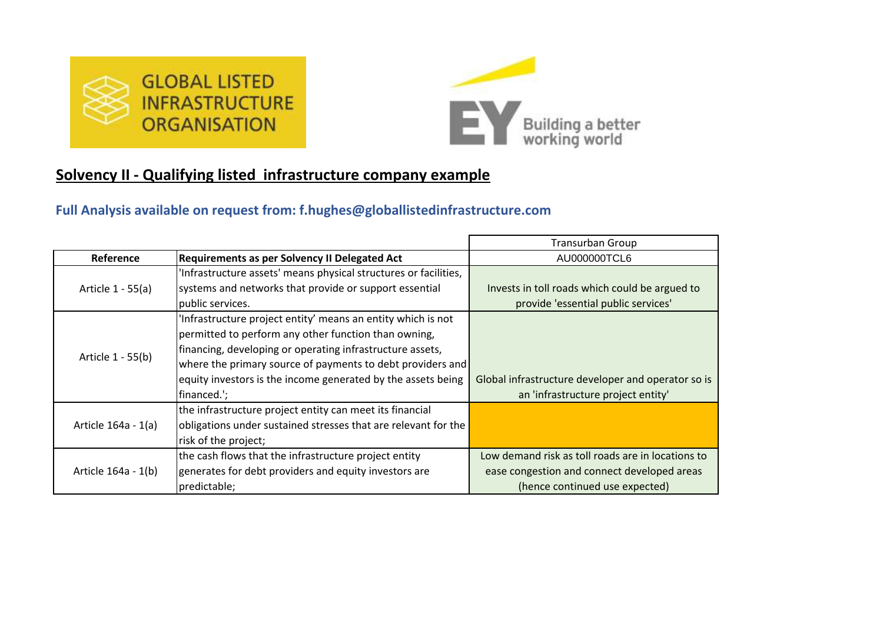GLOBAL LISTED INFRASTRUCTURE ORGANISATION

EY Building a better working world

## Solvency II - Qualifying listed  infrastructure company example

### Full Analysis available on request from: f.hughes@globallistedinfrastructure.com

| | | Transurban Group |
|---|---|---|
| **Reference** | **Requirements as per Solvency II Delegated Act** | AU000000TCL6 |
| Article 1 - 55(a) | 'Infrastructure assets' means physical structures or facilities, systems and networks that provide or support essential public services. | Invests in toll roads which could be argued to provide 'essential public services' |
| Article 1 - 55(b) | 'Infrastructure project entity' means an entity which is not permitted to perform any other function than owning, financing, developing or operating infrastructure assets, where the primary source of payments to debt providers and equity investors is the income generated by the assets being financed.'; | Global infrastructure developer and operator so is an 'infrastructure project entity' |
| Article 164a - 1(a) | the infrastructure project entity can meet its financial obligations under sustained stresses that are relevant for the risk of the project; | |
| Article 164a - 1(b) | the cash flows that the infrastructure project entity generates for debt providers and equity investors are predictable; | Low demand risk as toll roads are in locations to ease congestion and connect developed areas (hence continued use expected) |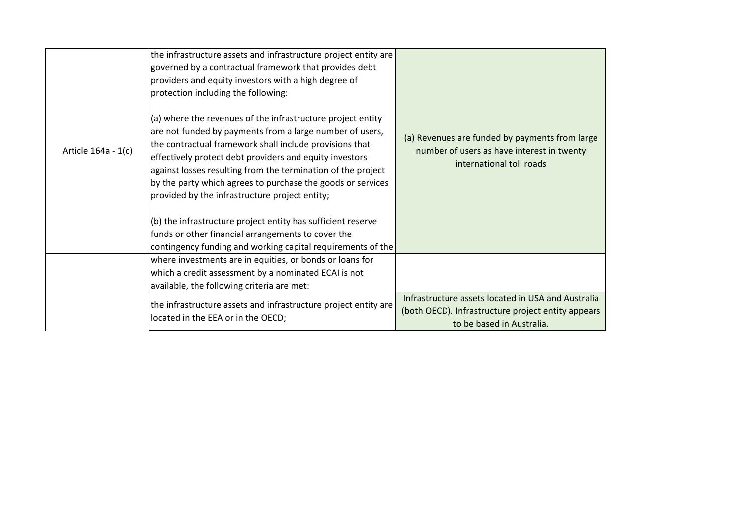| | | |
|---|---|---|
| Article 164a - 1(c) | the infrastructure assets and infrastructure project entity are governed by a contractual framework that provides debt providers and equity investors with a high degree of protection including the following:<br><br>(a) where the revenues of the infrastructure project entity are not funded by payments from a large number of users, the contractual framework shall include provisions that effectively protect debt providers and equity investors against losses resulting from the termination of the project by the party which agrees to purchase the goods or services provided by the infrastructure project entity;<br><br>(b) the infrastructure project entity has sufficient reserve funds or other financial arrangements to cover the contingency funding and working capital requirements of the | (a) Revenues are funded by payments from large number of users as have interest in twenty international toll roads |
| | where investments are in equities, or bonds or loans for which a credit assessment by a nominated ECAI is not available, the following criteria are met: | |
| | the infrastructure assets and infrastructure project entity are located in the EEA or in the OECD; | Infrastructure assets located in USA and Australia (both OECD). Infrastructure project entity appears to be based in Australia. |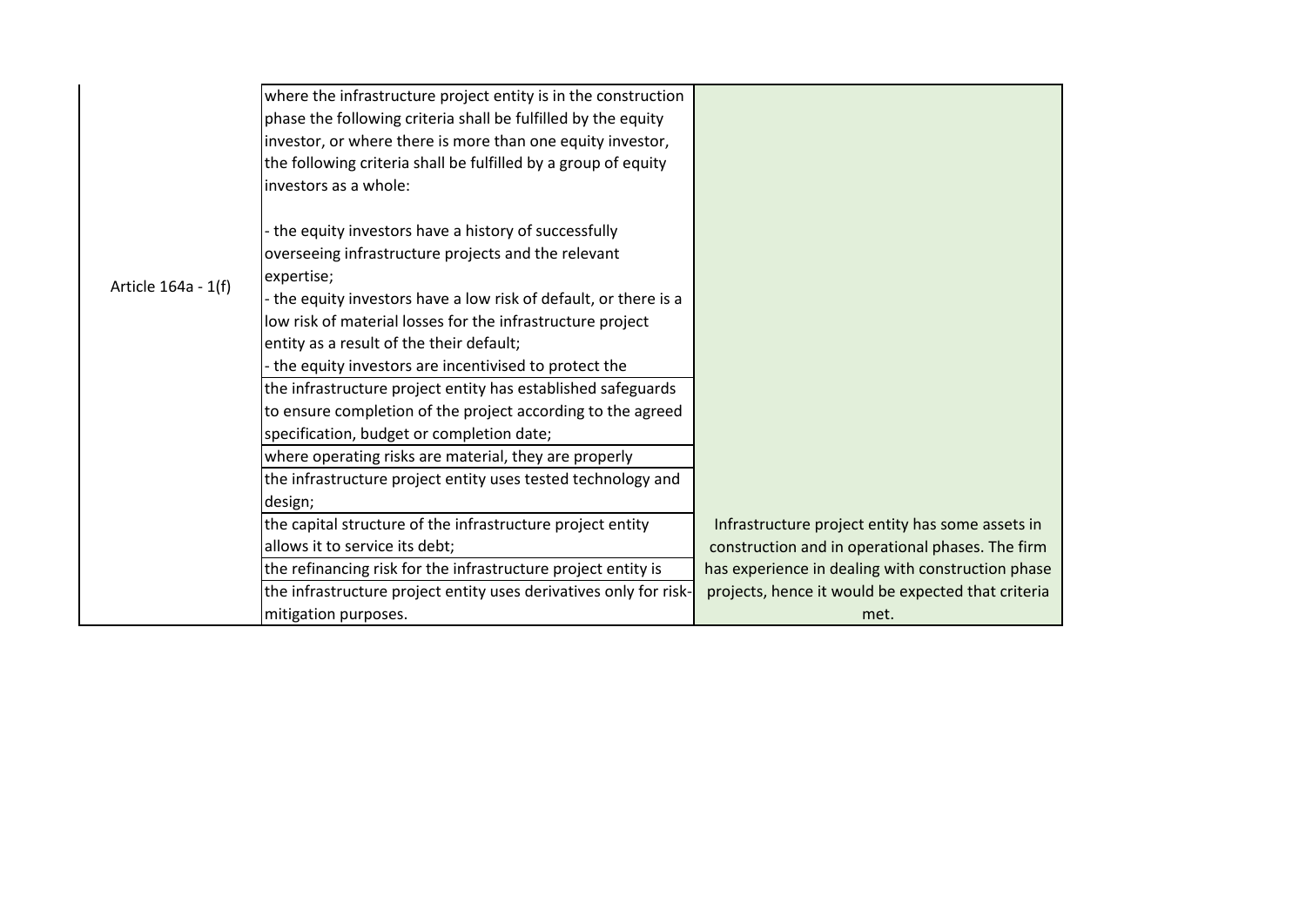| | | |
|---|---|---|
| Article 164a - 1(f) | where the infrastructure project entity is in the construction phase the following criteria shall be fulfilled by the equity investor, or where there is more than one equity investor, the following criteria shall be fulfilled by a group of equity investors as a whole:<br><br>- the equity investors have a history of successfully overseeing infrastructure projects and the relevant expertise;<br>- the equity investors have a low risk of default, or there is a low risk of material losses for the infrastructure project entity as a result of the their default;<br>- the equity investors are incentivised to protect the | Infrastructure project entity has some assets in construction and in operational phases. The firm has experience in dealing with construction phase projects, hence it would be expected that criteria met. |
| | the infrastructure project entity has established safeguards to ensure completion of the project according to the agreed specification, budget or completion date; | |
| | where operating risks are material, they are properly | |
| | the infrastructure project entity uses tested technology and design; | |
| | the capital structure of the infrastructure project entity allows it to service its debt; | |
| | the refinancing risk for the infrastructure project entity is | |
| | the infrastructure project entity uses derivatives only for risk-mitigation purposes. | |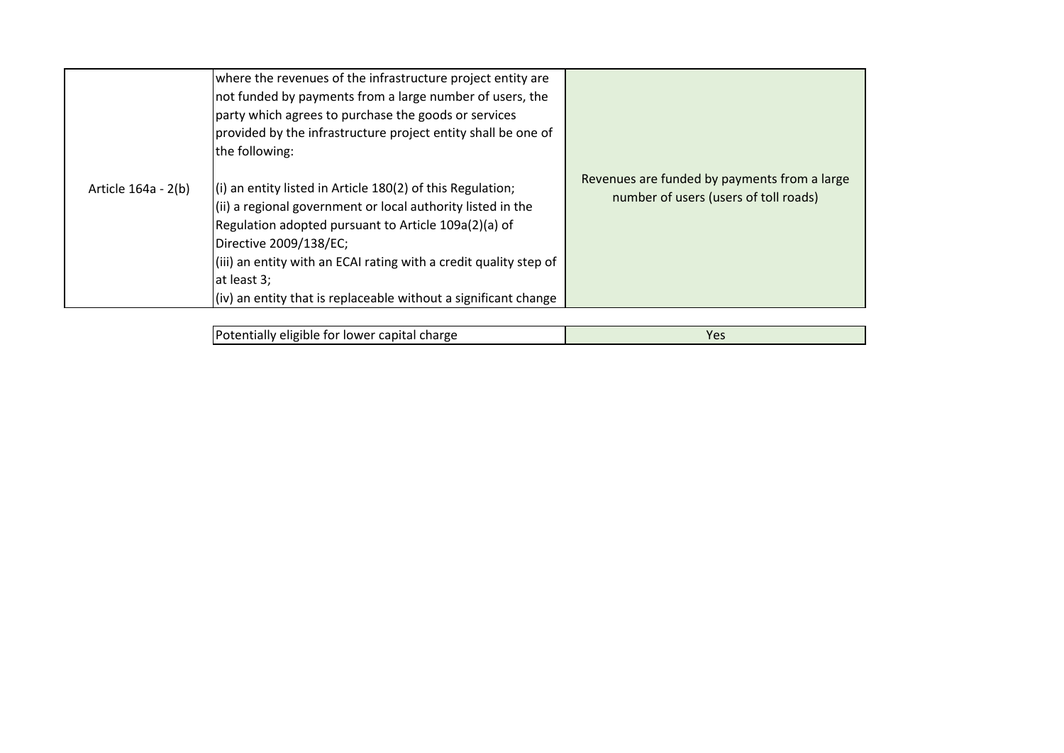| | | |
|---|---|---|
| Article 164a - 2(b) | where the revenues of the infrastructure project entity are not funded by payments from a large number of users, the party which agrees to purchase the goods or services provided by the infrastructure project entity shall be one of the following:<br><br>(i) an entity listed in Article 180(2) of this Regulation;<br>(ii) a regional government or local authority listed in the Regulation adopted pursuant to Article 109a(2)(a) of Directive 2009/138/EC;<br>(iii) an entity with an ECAI rating with a credit quality step of at least 3;<br>(iv) an entity that is replaceable without a significant change | Revenues are funded by payments from a large number of users (users of toll roads) |
| | Potentially eligible for lower capital charge | Yes |